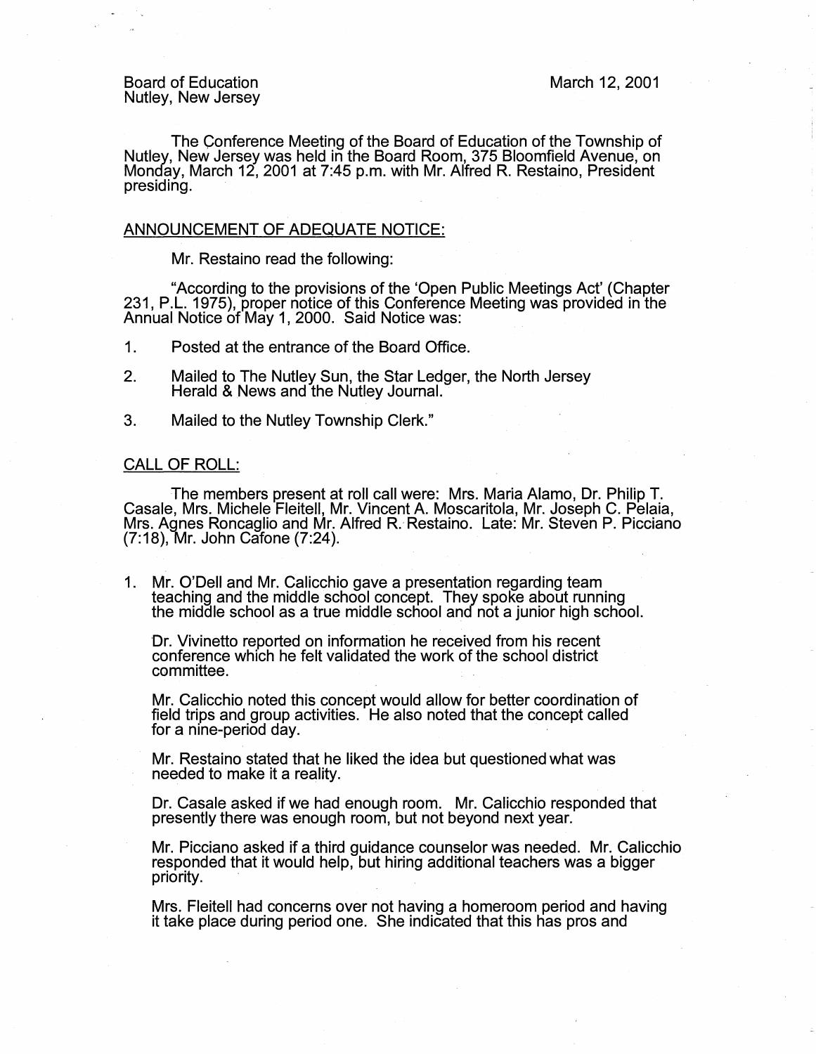Board of Education
Nutley, New Jersey

March 12, 2001

The Conference Meeting of the Board of Education of the Township of Nutley, New Jersey was held in the Board Room, 375 Bloomfield Avenue, on Monday, March 12, 2001 at 7:45 p.m. with Mr. Alfred R. Restaino, President presiding.

## ANNOUNCEMENT OF ADEQUATE NOTICE:

Mr. Restaino read the following:

"According to the provisions of the 'Open Public Meetings Act' (Chapter 231, P.L. 1975), proper notice of this Conference Meeting was provided in the Annual Notice of May 1, 2000. Said Notice was:

1. Posted at the entrance of the Board Office.
2. Mailed to The Nutley Sun, the Star Ledger, the North Jersey Herald & News and the Nutley Journal.
3. Mailed to the Nutley Township Clerk."

## CALL OF ROLL:

The members present at roll call were: Mrs. Maria Alamo, Dr. Philip T. Casale, Mrs. Michele Fleitell, Mr. Vincent A. Moscaritola, Mr. Joseph C. Pelaia, Mrs. Agnes Roncaglio and Mr. Alfred R. Restaino. Late: Mr. Steven P. Picciano (7:18), Mr. John Cafone (7:24).

1. Mr. O'Dell and Mr. Calicchio gave a presentation regarding team teaching and the middle school concept. They spoke about running the middle school as a true middle school and not a junior high school.

   Dr. Vivinetto reported on information he received from his recent conference which he felt validated the work of the school district committee.

   Mr. Calicchio noted this concept would allow for better coordination of field trips and group activities. He also noted that the concept called for a nine-period day.

   Mr. Restaino stated that he liked the idea but questioned what was needed to make it a reality.

   Dr. Casale asked if we had enough room. Mr. Calicchio responded that presently there was enough room, but not beyond next year.

   Mr. Picciano asked if a third guidance counselor was needed. Mr. Calicchio responded that it would help, but hiring additional teachers was a bigger priority.

   Mrs. Fleitell had concerns over not having a homeroom period and having it take place during period one. She indicated that this has pros and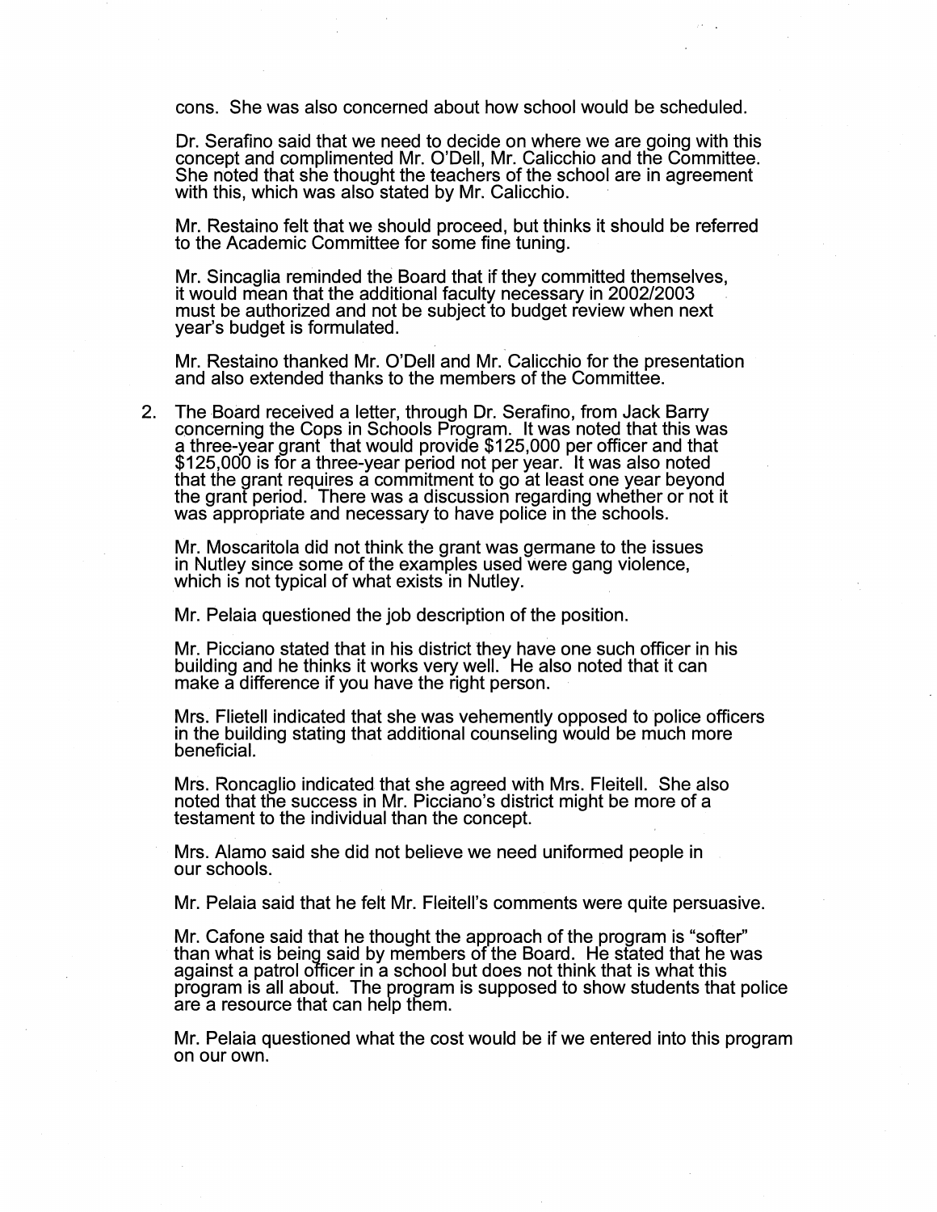cons. She was also concerned about how school would be scheduled.

Dr. Serafino said that we need to decide on where we are going with this concept and complimented Mr. O'Dell, Mr. Calicchio and the Committee. She noted that she thought the teachers of the school are in agreement with this, which was also stated by Mr. Calicchio.

Mr. Restaino felt that we should proceed, but thinks it should be referred to the Academic Committee for some fine tuning.

Mr. Sincaglia reminded the Board that if they committed themselves, it would mean that the additional faculty necessary in 2002/2003 must be authorized and not be subject to budget review when next year's budget is formulated.

Mr. Restaino thanked Mr. O'Dell and Mr. Calicchio for the presentation and also extended thanks to the members of the Committee.

2. The Board received a letter, through Dr. Serafino, from Jack Barry concerning the Cops in Schools Program. It was noted that this was a three-year grant that would provide $125,000 per officer and that $125,000 is for a three-year period not per year. It was also noted that the grant requires a commitment to go at least one year beyond the grant period. There was a discussion regarding whether or not it was appropriate and necessary to have police in the schools.

   Mr. Moscaritola did not think the grant was germane to the issues in Nutley since some of the examples used were gang violence, which is not typical of what exists in Nutley.

   Mr. Pelaia questioned the job description of the position.

   Mr. Picciano stated that in his district they have one such officer in his building and he thinks it works very well. He also noted that it can make a difference if you have the right person.

   Mrs. Flietell indicated that she was vehemently opposed to police officers in the building stating that additional counseling would be much more beneficial.

   Mrs. Roncaglio indicated that she agreed with Mrs. Fleitell. She also noted that the success in Mr. Picciano's district might be more of a testament to the individual than the concept.

   Mrs. Alamo said she did not believe we need uniformed people in our schools.

   Mr. Pelaia said that he felt Mr. Fleitell's comments were quite persuasive.

   Mr. Cafone said that he thought the approach of the program is "softer" than what is being said by members of the Board. He stated that he was against a patrol officer in a school but does not think that is what this program is all about. The program is supposed to show students that police are a resource that can help them.

   Mr. Pelaia questioned what the cost would be if we entered into this program on our own.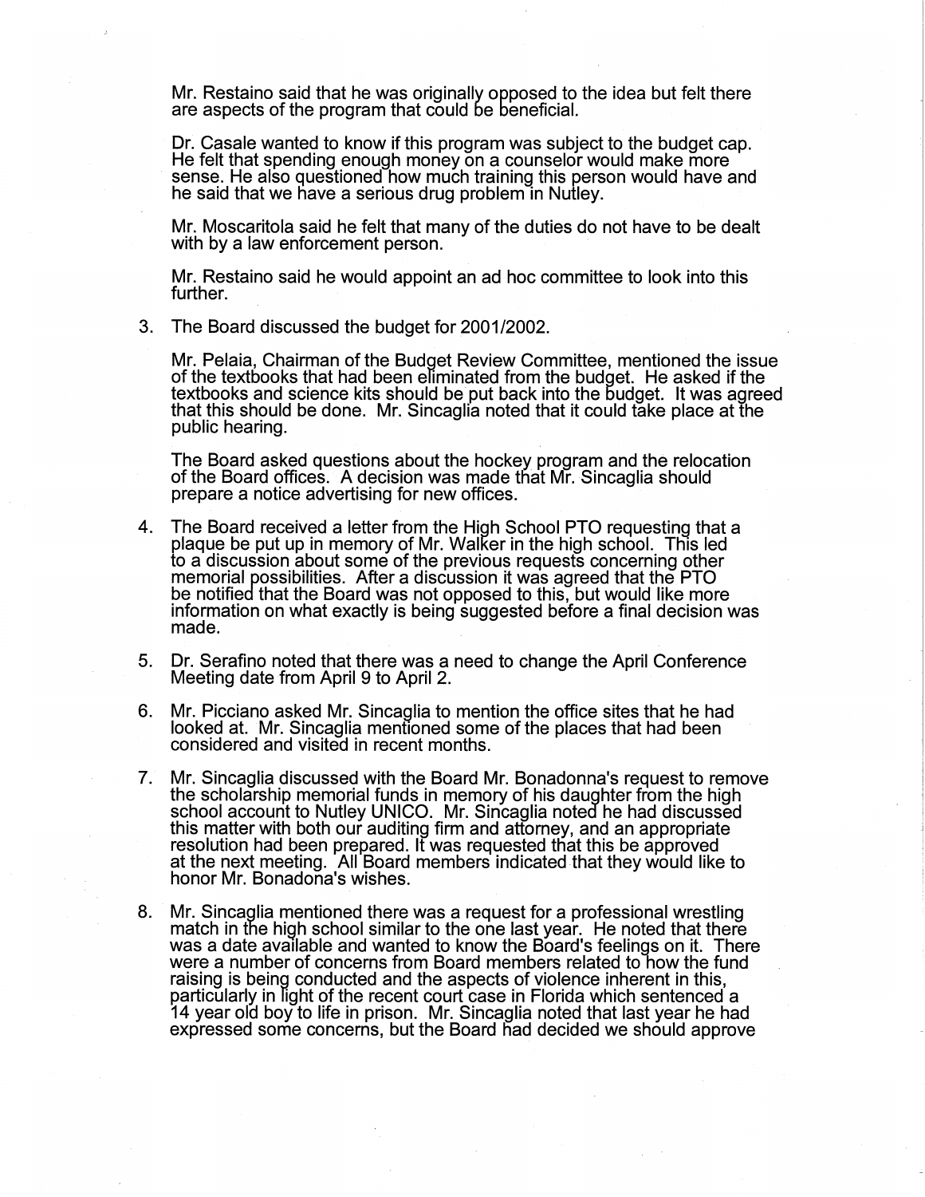Mr. Restaino said that he was originally opposed to the idea but felt there are aspects of the program that could be beneficial.

Dr. Casale wanted to know if this program was subject to the budget cap. He felt that spending enough money on a counselor would make more sense. He also questioned how much training this person would have and he said that we have a serious drug problem in Nutley.

Mr. Moscaritola said he felt that many of the duties do not have to be dealt with by a law enforcement person.

Mr. Restaino said he would appoint an ad hoc committee to look into this further.

3. The Board discussed the budget for 2001/2002.

   Mr. Pelaia, Chairman of the Budget Review Committee, mentioned the issue of the textbooks that had been eliminated from the budget. He asked if the textbooks and science kits should be put back into the budget. It was agreed that this should be done. Mr. Sincaglia noted that it could take place at the public hearing.

   The Board asked questions about the hockey program and the relocation of the Board offices. A decision was made that Mr. Sincaglia should prepare a notice advertising for new offices.

4. The Board received a letter from the High School PTO requesting that a plaque be put up in memory of Mr. Walker in the high school. This led to a discussion about some of the previous requests concerning other memorial possibilities. After a discussion it was agreed that the PTO be notified that the Board was not opposed to this, but would like more information on what exactly is being suggested before a final decision was made.

5. Dr. Serafino noted that there was a need to change the April Conference Meeting date from April 9 to April 2.

6. Mr. Picciano asked Mr. Sincaglia to mention the office sites that he had looked at. Mr. Sincaglia mentioned some of the places that had been considered and visited in recent months.

7. Mr. Sincaglia discussed with the Board Mr. Bonadonna's request to remove the scholarship memorial funds in memory of his daughter from the high school account to Nutley UNICO. Mr. Sincaglia noted he had discussed this matter with both our auditing firm and attorney, and an appropriate resolution had been prepared. It was requested that this be approved at the next meeting. All Board members indicated that they would like to honor Mr. Bonadona's wishes.

8. Mr. Sincaglia mentioned there was a request for a professional wrestling match in the high school similar to the one last year. He noted that there was a date available and wanted to know the Board's feelings on it. There were a number of concerns from Board members related to how the fund raising is being conducted and the aspects of violence inherent in this, particularly in light of the recent court case in Florida which sentenced a 14 year old boy to life in prison. Mr. Sincaglia noted that last year he had expressed some concerns, but the Board had decided we should approve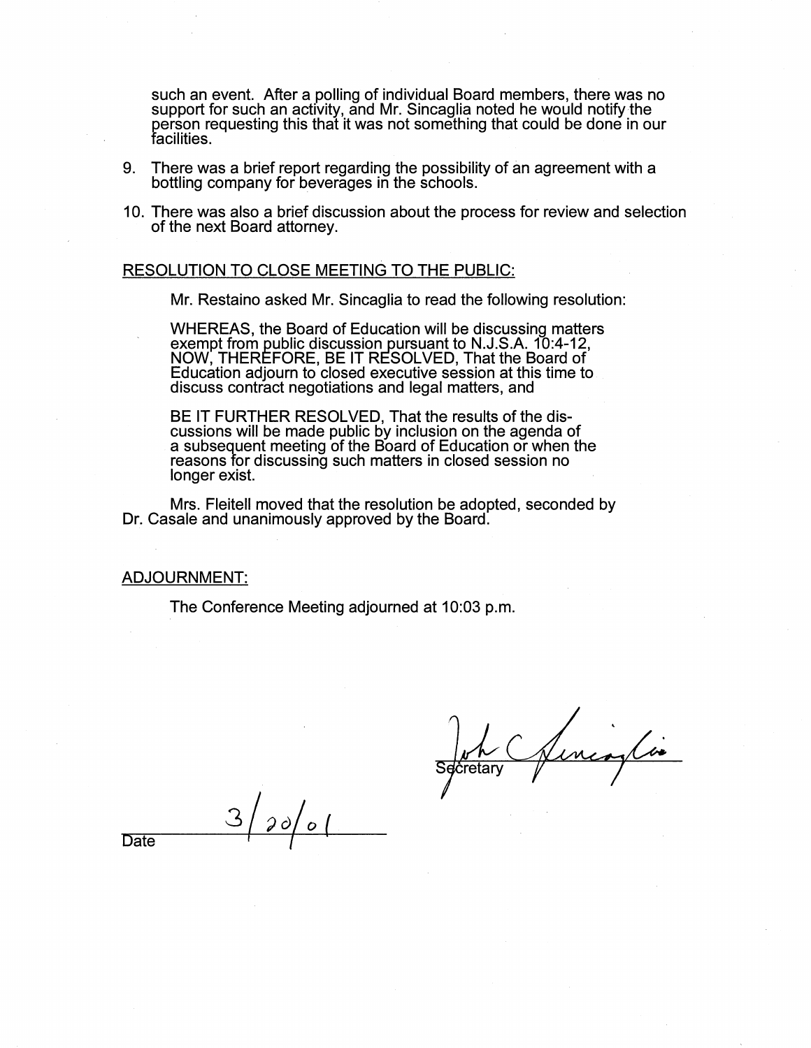such an event. After a polling of individual Board members, there was no support for such an activity, and Mr. Sincaglia noted he would notify the person requesting this that it was not something that could be done in our facilities.

9. There was a brief report regarding the possibility of an agreement with a bottling company for beverages in the schools.

10. There was also a brief discussion about the process for review and selection of the next Board attorney.

RESOLUTION TO CLOSE MEETING TO THE PUBLIC:

Mr. Restaino asked Mr. Sincaglia to read the following resolution:

WHEREAS, the Board of Education will be discussing matters exempt from public discussion pursuant to N.J.S.A. 10:4-12, NOW, THEREFORE, BE IT RESOLVED, That the Board of Education adjourn to closed executive session at this time to discuss contract negotiations and legal matters, and

BE IT FURTHER RESOLVED, That the results of the discussions will be made public by inclusion on the agenda of a subsequent meeting of the Board of Education or when the reasons for discussing such matters in closed session no longer exist.

Mrs. Fleitell moved that the resolution be adopted, seconded by Dr. Casale and unanimously approved by the Board.

ADJOURNMENT:

The Conference Meeting adjourned at 10:03 p.m.

John C Sincaglia
Secretary

Date 3/20/01